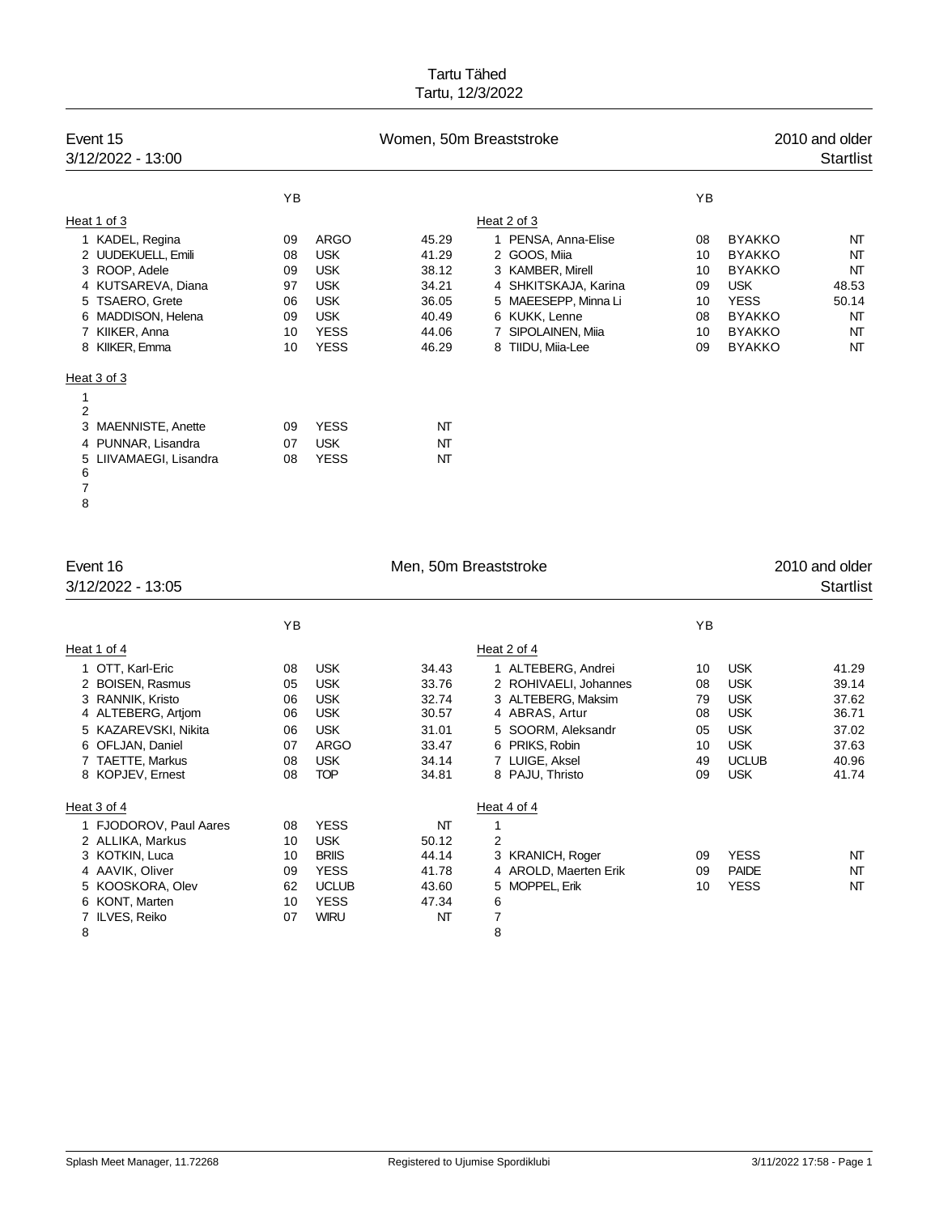# Tartu Tähed

Tartu, 12/3/2022

## Event 15 — Women, 50m Breaststroke — 2010 and older

3/12/2022 - 13:00 — Startlist

### Heat 1 of 3

| Lane | Name | YB | Club | Time |
|---|---|---|---|---|
| 1 | KADEL, Regina | 09 | ARGO | 45.29 |
| 2 | UUDEKUELL, Emili | 08 | USK | 41.29 |
| 3 | ROOP, Adele | 09 | USK | 38.12 |
| 4 | KUTSAREVA, Diana | 97 | USK | 34.21 |
| 5 | TSAERO, Grete | 06 | USK | 36.05 |
| 6 | MADDISON, Helena | 09 | USK | 40.49 |
| 7 | KIIKER, Anna | 10 | YESS | 44.06 |
| 8 | KIIKER, Emma | 10 | YESS | 46.29 |

### Heat 2 of 3

| Lane | Name | YB | Club | Time |
|---|---|---|---|---|
| 1 | PENSA, Anna-Elise | 08 | BYAKKO | NT |
| 2 | GOOS, Miia | 10 | BYAKKO | NT |
| 3 | KAMBER, Mirell | 10 | BYAKKO | NT |
| 4 | SHKITSKAJA, Karina | 09 | USK | 48.53 |
| 5 | MAEESEPP, Minna Li | 10 | YESS | 50.14 |
| 6 | KUKK, Lenne | 08 | BYAKKO | NT |
| 7 | SIPOLAINEN, Miia | 10 | BYAKKO | NT |
| 8 | TIIDU, Miia-Lee | 09 | BYAKKO | NT |

### Heat 3 of 3

| Lane | Name | YB | Club | Time |
|---|---|---|---|---|
| 1 | | | | |
| 2 | | | | |
| 3 | MAENNISTE, Anette | 09 | YESS | NT |
| 4 | PUNNAR, Lisandra | 07 | USK | NT |
| 5 | LIIVAMAEGI, Lisandra | 08 | YESS | NT |
| 6 | | | | |
| 7 | | | | |
| 8 | | | | |

## Event 16 — Men, 50m Breaststroke — 2010 and older

3/12/2022 - 13:05 — Startlist

### Heat 1 of 4

| Lane | Name | YB | Club | Time |
|---|---|---|---|---|
| 1 | OTT, Karl-Eric | 08 | USK | 34.43 |
| 2 | BOISEN, Rasmus | 05 | USK | 33.76 |
| 3 | RANNIK, Kristo | 06 | USK | 32.74 |
| 4 | ALTEBERG, Artjom | 06 | USK | 30.57 |
| 5 | KAZAREVSKI, Nikita | 06 | USK | 31.01 |
| 6 | OFLJAN, Daniel | 07 | ARGO | 33.47 |
| 7 | TAETTE, Markus | 08 | USK | 34.14 |
| 8 | KOPJEV, Ernest | 08 | TOP | 34.81 |

### Heat 2 of 4

| Lane | Name | YB | Club | Time |
|---|---|---|---|---|
| 1 | ALTEBERG, Andrei | 10 | USK | 41.29 |
| 2 | ROHIVAELI, Johannes | 08 | USK | 39.14 |
| 3 | ALTEBERG, Maksim | 79 | USK | 37.62 |
| 4 | ABRAS, Artur | 08 | USK | 36.71 |
| 5 | SOORM, Aleksandr | 05 | USK | 37.02 |
| 6 | PRIKS, Robin | 10 | USK | 37.63 |
| 7 | LUIGE, Aksel | 49 | UCLUB | 40.96 |
| 8 | PAJU, Thristo | 09 | USK | 41.74 |

### Heat 3 of 4

| Lane | Name | YB | Club | Time |
|---|---|---|---|---|
| 1 | FJODOROV, Paul Aares | 08 | YESS | NT |
| 2 | ALLIKA, Markus | 10 | USK | 50.12 |
| 3 | KOTKIN, Luca | 10 | BRIIS | 44.14 |
| 4 | AAVIK, Oliver | 09 | YESS | 41.78 |
| 5 | KOOSKORA, Olev | 62 | UCLUB | 43.60 |
| 6 | KONT, Marten | 10 | YESS | 47.34 |
| 7 | ILVES, Reiko | 07 | WIRU | NT |
| 8 | | | | |

### Heat 4 of 4

| Lane | Name | YB | Club | Time |
|---|---|---|---|---|
| 1 | | | | |
| 2 | | | | |
| 3 | KRANICH, Roger | 09 | YESS | NT |
| 4 | AROLD, Maerten Erik | 09 | PAIDE | NT |
| 5 | MOPPEL, Erik | 10 | YESS | NT |
| 6 | | | | |
| 7 | | | | |
| 8 | | | | |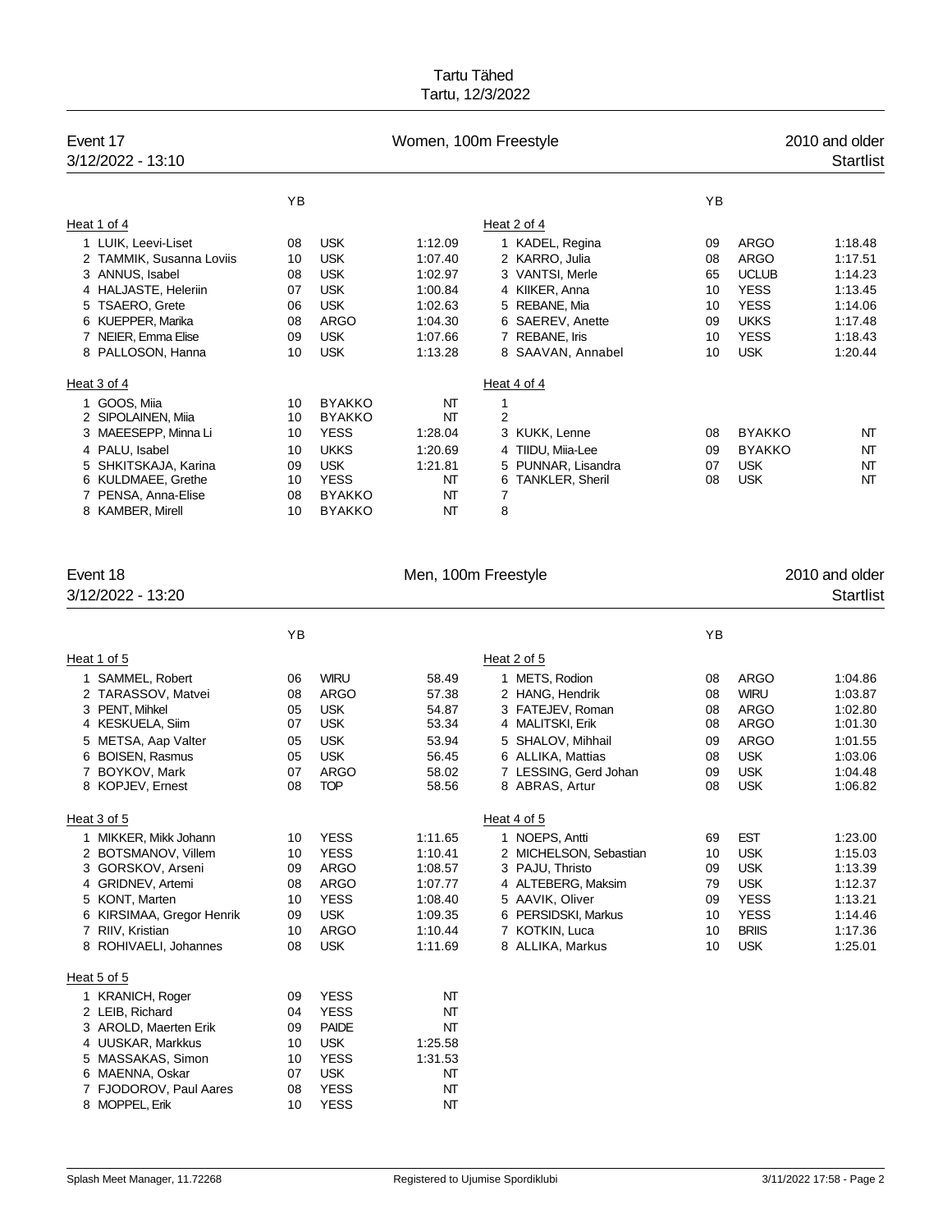Tartu Tähed
Tartu, 12/3/2022

## Event 17 — Women, 100m Freestyle — 2010 and older

3/12/2022 - 13:10 — Startlist

### Heat 1 of 4

| | Name | YB | Club | Time |
|---|---|---|---|---|
| 1 | LUIK, Leevi-Liset | 08 | USK | 1:12.09 |
| 2 | TAMMIK, Susanna Loviis | 10 | USK | 1:07.40 |
| 3 | ANNUS, Isabel | 08 | USK | 1:02.97 |
| 4 | HALJASTE, Heleriin | 07 | USK | 1:00.84 |
| 5 | TSAERO, Grete | 06 | USK | 1:02.63 |
| 6 | KUEPPER, Marika | 08 | ARGO | 1:04.30 |
| 7 | NEIER, Emma Elise | 09 | USK | 1:07.66 |
| 8 | PALLOSON, Hanna | 10 | USK | 1:13.28 |

### Heat 2 of 4

| | Name | YB | Club | Time |
|---|---|---|---|---|
| 1 | KADEL, Regina | 09 | ARGO | 1:18.48 |
| 2 | KARRO, Julia | 08 | ARGO | 1:17.51 |
| 3 | VANTSI, Merle | 65 | UCLUB | 1:14.23 |
| 4 | KIIKER, Anna | 10 | YESS | 1:13.45 |
| 5 | REBANE, Mia | 10 | YESS | 1:14.06 |
| 6 | SAEREV, Anette | 09 | UKKS | 1:17.48 |
| 7 | REBANE, Iris | 10 | YESS | 1:18.43 |
| 8 | SAAVAN, Annabel | 10 | USK | 1:20.44 |

### Heat 3 of 4

| | Name | YB | Club | Time |
|---|---|---|---|---|
| 1 | GOOS, Miia | 10 | BYAKKO | NT |
| 2 | SIPOLAINEN, Miia | 10 | BYAKKO | NT |
| 3 | MAEESEPP, Minna Li | 10 | YESS | 1:28.04 |
| 4 | PALU, Isabel | 10 | UKKS | 1:20.69 |
| 5 | SHKITSKAJA, Karina | 09 | USK | 1:21.81 |
| 6 | KULDMAEE, Grethe | 10 | YESS | NT |
| 7 | PENSA, Anna-Elise | 08 | BYAKKO | NT |
| 8 | KAMBER, Mirell | 10 | BYAKKO | NT |

### Heat 4 of 4

| | Name | YB | Club | Time |
|---|---|---|---|---|
| 1 | | | | |
| 2 | | | | |
| 3 | KUKK, Lenne | 08 | BYAKKO | NT |
| 4 | TIIDU, Miia-Lee | 09 | BYAKKO | NT |
| 5 | PUNNAR, Lisandra | 07 | USK | NT |
| 6 | TANKLER, Sheril | 08 | USK | NT |
| 7 | | | | |
| 8 | | | | |

## Event 18 — Men, 100m Freestyle — 2010 and older

3/12/2022 - 13:20 — Startlist

### Heat 1 of 5

| | Name | YB | Club | Time |
|---|---|---|---|---|
| 1 | SAMMEL, Robert | 06 | WIRU | 58.49 |
| 2 | TARASSOV, Matvei | 08 | ARGO | 57.38 |
| 3 | PENT, Mihkel | 05 | USK | 54.87 |
| 4 | KESKUELA, Siim | 07 | USK | 53.34 |
| 5 | METSA, Aap Valter | 05 | USK | 53.94 |
| 6 | BOISEN, Rasmus | 05 | USK | 56.45 |
| 7 | BOYKOV, Mark | 07 | ARGO | 58.02 |
| 8 | KOPJEV, Ernest | 08 | TOP | 58.56 |

### Heat 2 of 5

| | Name | YB | Club | Time |
|---|---|---|---|---|
| 1 | METS, Rodion | 08 | ARGO | 1:04.86 |
| 2 | HANG, Hendrik | 08 | WIRU | 1:03.87 |
| 3 | FATEJEV, Roman | 08 | ARGO | 1:02.80 |
| 4 | MALITSKI, Erik | 08 | ARGO | 1:01.30 |
| 5 | SHALOV, Mihhail | 09 | ARGO | 1:01.55 |
| 6 | ALLIKA, Mattias | 08 | USK | 1:03.06 |
| 7 | LESSING, Gerd Johan | 09 | USK | 1:04.48 |
| 8 | ABRAS, Artur | 08 | USK | 1:06.82 |

### Heat 3 of 5

| | Name | YB | Club | Time |
|---|---|---|---|---|
| 1 | MIKKER, Mikk Johann | 10 | YESS | 1:11.65 |
| 2 | BOTSMANOV, Villem | 10 | YESS | 1:10.41 |
| 3 | GORSKOV, Arseni | 09 | ARGO | 1:08.57 |
| 4 | GRIDNEV, Artemi | 08 | ARGO | 1:07.77 |
| 5 | KONT, Marten | 10 | YESS | 1:08.40 |
| 6 | KIRSIMAA, Gregor Henrik | 09 | USK | 1:09.35 |
| 7 | RIIV, Kristian | 10 | ARGO | 1:10.44 |
| 8 | ROHIVAELI, Johannes | 08 | USK | 1:11.69 |

### Heat 4 of 5

| | Name | YB | Club | Time |
|---|---|---|---|---|
| 1 | NOEPS, Antti | 69 | EST | 1:23.00 |
| 2 | MICHELSON, Sebastian | 10 | USK | 1:15.03 |
| 3 | PAJU, Thristo | 09 | USK | 1:13.39 |
| 4 | ALTEBERG, Maksim | 79 | USK | 1:12.37 |
| 5 | AAVIK, Oliver | 09 | YESS | 1:13.21 |
| 6 | PERSIDSKI, Markus | 10 | YESS | 1:14.46 |
| 7 | KOTKIN, Luca | 10 | BRIIS | 1:17.36 |
| 8 | ALLIKA, Markus | 10 | USK | 1:25.01 |

### Heat 5 of 5

| | Name | YB | Club | Time |
|---|---|---|---|---|
| 1 | KRANICH, Roger | 09 | YESS | NT |
| 2 | LEIB, Richard | 04 | YESS | NT |
| 3 | AROLD, Maerten Erik | 09 | PAIDE | NT |
| 4 | UUSKAR, Markkus | 10 | USK | 1:25.58 |
| 5 | MASSAKAS, Simon | 10 | YESS | 1:31.53 |
| 6 | MAENNA, Oskar | 07 | USK | NT |
| 7 | FJODOROV, Paul Aares | 08 | YESS | NT |
| 8 | MOPPEL, Erik | 10 | YESS | NT |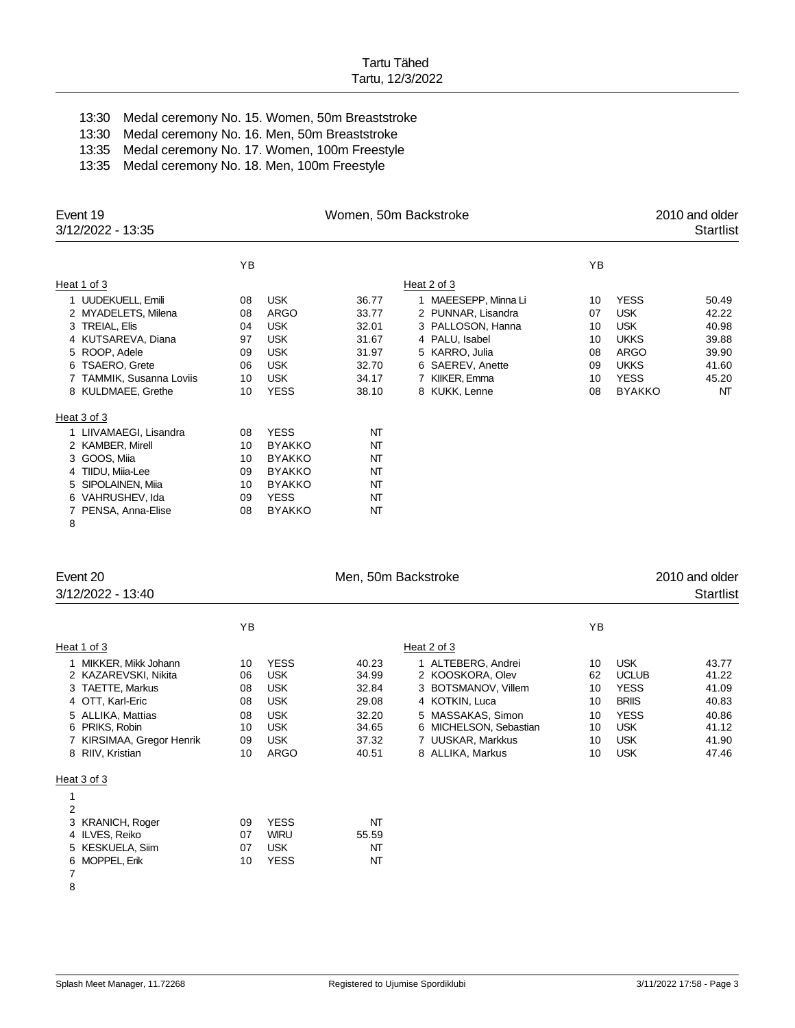Tartu Tähed
Tartu, 12/3/2022

13:30 Medal ceremony No. 15. Women, 50m Breaststroke
13:30 Medal ceremony No. 16. Men, 50m Breaststroke
13:35 Medal ceremony No. 17. Women, 100m Freestyle
13:35 Medal ceremony No. 18. Men, 100m Freestyle

## Event 19 — Women, 50m Backstroke — 2010 and older

3/12/2022 - 13:35 — Startlist

**Heat 1 of 3**

| Lane | Name | YB | Club | Time |
|---|---|---|---|---|
| 1 | UUDEKUELL, Emili | 08 | USK | 36.77 |
| 2 | MYADELETS, Milena | 08 | ARGO | 33.77 |
| 3 | TREIAL, Elis | 04 | USK | 32.01 |
| 4 | KUTSAREVA, Diana | 97 | USK | 31.67 |
| 5 | ROOP, Adele | 09 | USK | 31.97 |
| 6 | TSAERO, Grete | 06 | USK | 32.70 |
| 7 | TAMMIK, Susanna Loviis | 10 | USK | 34.17 |
| 8 | KULDMAEE, Grethe | 10 | YESS | 38.10 |

**Heat 2 of 3**

| Lane | Name | YB | Club | Time |
|---|---|---|---|---|
| 1 | MAEESEPP, Minna Li | 10 | YESS | 50.49 |
| 2 | PUNNAR, Lisandra | 07 | USK | 42.22 |
| 3 | PALLOSON, Hanna | 10 | USK | 40.98 |
| 4 | PALU, Isabel | 10 | UKKS | 39.88 |
| 5 | KARRO, Julia | 08 | ARGO | 39.90 |
| 6 | SAEREV, Anette | 09 | UKKS | 41.60 |
| 7 | KIIKER, Emma | 10 | YESS | 45.20 |
| 8 | KUKK, Lenne | 08 | BYAKKO | NT |

**Heat 3 of 3**

| Lane | Name | YB | Club | Time |
|---|---|---|---|---|
| 1 | LIIVAMAEGI, Lisandra | 08 | YESS | NT |
| 2 | KAMBER, Mirell | 10 | BYAKKO | NT |
| 3 | GOOS, Miia | 10 | BYAKKO | NT |
| 4 | TIIDU, Miia-Lee | 09 | BYAKKO | NT |
| 5 | SIPOLAINEN, Miia | 10 | BYAKKO | NT |
| 6 | VAHRUSHEV, Ida | 09 | YESS | NT |
| 7 | PENSA, Anna-Elise | 08 | BYAKKO | NT |
| 8 | | | | |

## Event 20 — Men, 50m Backstroke — 2010 and older

3/12/2022 - 13:40 — Startlist

**Heat 1 of 3**

| Lane | Name | YB | Club | Time |
|---|---|---|---|---|
| 1 | MIKKER, Mikk Johann | 10 | YESS | 40.23 |
| 2 | KAZAREVSKI, Nikita | 06 | USK | 34.99 |
| 3 | TAETTE, Markus | 08 | USK | 32.84 |
| 4 | OTT, Karl-Eric | 08 | USK | 29.08 |
| 5 | ALLIKA, Mattias | 08 | USK | 32.20 |
| 6 | PRIKS, Robin | 10 | USK | 34.65 |
| 7 | KIRSIMAA, Gregor Henrik | 09 | USK | 37.32 |
| 8 | RIIV, Kristian | 10 | ARGO | 40.51 |

**Heat 2 of 3**

| Lane | Name | YB | Club | Time |
|---|---|---|---|---|
| 1 | ALTEBERG, Andrei | 10 | USK | 43.77 |
| 2 | KOOSKORA, Olev | 62 | UCLUB | 41.22 |
| 3 | BOTSMANOV, Villem | 10 | YESS | 41.09 |
| 4 | KOTKIN, Luca | 10 | BRIIS | 40.83 |
| 5 | MASSAKAS, Simon | 10 | YESS | 40.86 |
| 6 | MICHELSON, Sebastian | 10 | USK | 41.12 |
| 7 | UUSKAR, Markkus | 10 | USK | 41.90 |
| 8 | ALLIKA, Markus | 10 | USK | 47.46 |

**Heat 3 of 3**

| Lane | Name | YB | Club | Time |
|---|---|---|---|---|
| 1 | | | | |
| 2 | | | | |
| 3 | KRANICH, Roger | 09 | YESS | NT |
| 4 | ILVES, Reiko | 07 | WIRU | 55.59 |
| 5 | KESKUELA, Siim | 07 | USK | NT |
| 6 | MOPPEL, Erik | 10 | YESS | NT |
| 7 | | | | |
| 8 | | | | |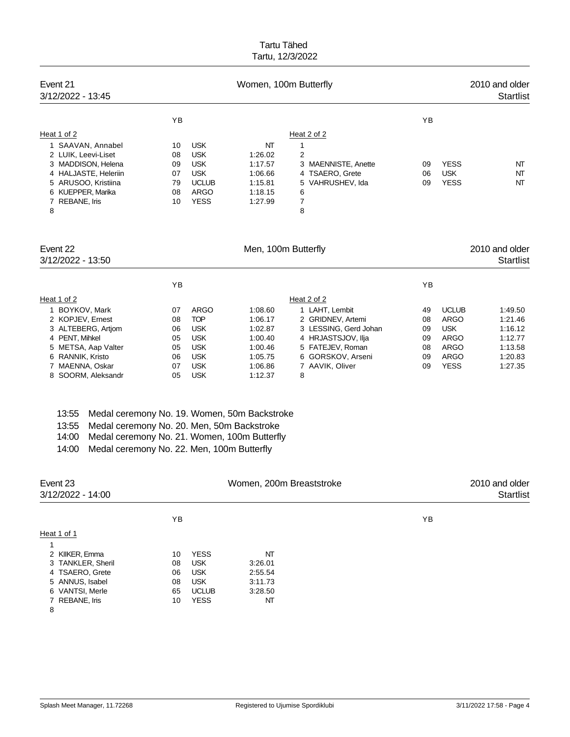Tartu Tähed
Tartu, 12/3/2022

## Event 21 — Women, 100m Butterfly — 2010 and older

3/12/2022 - 13:45 — Startlist

**Heat 1 of 2**

| Lane | Name | YB | Club | Entry time |
|---|---|---|---|---|
| 1 | SAAVAN, Annabel | 10 | USK | NT |
| 2 | LUIK, Leevi-Liset | 08 | USK | 1:26.02 |
| 3 | MADDISON, Helena | 09 | USK | 1:17.57 |
| 4 | HALJASTE, Heleriin | 07 | USK | 1:06.66 |
| 5 | ARUSOO, Kristiina | 79 | UCLUB | 1:15.81 |
| 6 | KUEPPER, Marika | 08 | ARGO | 1:18.15 |
| 7 | REBANE, Iris | 10 | YESS | 1:27.99 |
| 8 | | | | |

**Heat 2 of 2**

| Lane | Name | YB | Club | Entry time |
|---|---|---|---|---|
| 1 | | | | |
| 2 | | | | |
| 3 | MAENNISTE, Anette | 09 | YESS | NT |
| 4 | TSAERO, Grete | 06 | USK | NT |
| 5 | VAHRUSHEV, Ida | 09 | YESS | NT |
| 6 | | | | |
| 7 | | | | |
| 8 | | | | |

## Event 22 — Men, 100m Butterfly — 2010 and older

3/12/2022 - 13:50 — Startlist

**Heat 1 of 2**

| Lane | Name | YB | Club | Entry time |
|---|---|---|---|---|
| 1 | BOYKOV, Mark | 07 | ARGO | 1:08.60 |
| 2 | KOPJEV, Ernest | 08 | TOP | 1:06.17 |
| 3 | ALTEBERG, Artjom | 06 | USK | 1:02.87 |
| 4 | PENT, Mihkel | 05 | USK | 1:00.40 |
| 5 | METSA, Aap Valter | 05 | USK | 1:00.46 |
| 6 | RANNIK, Kristo | 06 | USK | 1:05.75 |
| 7 | MAENNA, Oskar | 07 | USK | 1:06.86 |
| 8 | SOORM, Aleksandr | 05 | USK | 1:12.37 |

**Heat 2 of 2**

| Lane | Name | YB | Club | Entry time |
|---|---|---|---|---|
| 1 | LAHT, Lembit | 49 | UCLUB | 1:49.50 |
| 2 | GRIDNEV, Artemi | 08 | ARGO | 1:21.46 |
| 3 | LESSING, Gerd Johan | 09 | USK | 1:16.12 |
| 4 | HRJASTSJOV, Ilja | 09 | ARGO | 1:12.77 |
| 5 | FATEJEV, Roman | 08 | ARGO | 1:13.58 |
| 6 | GORSKOV, Arseni | 09 | ARGO | 1:20.83 |
| 7 | AAVIK, Oliver | 09 | YESS | 1:27.35 |
| 8 | | | | |

13:55 Medal ceremony No. 19. Women, 50m Backstroke
13:55 Medal ceremony No. 20. Men, 50m Backstroke
14:00 Medal ceremony No. 21. Women, 100m Butterfly
14:00 Medal ceremony No. 22. Men, 100m Butterfly

## Event 23 — Women, 200m Breaststroke — 2010 and older

3/12/2022 - 14:00 — Startlist

**Heat 1 of 1**

| Lane | Name | YB | Club | Entry time |
|---|---|---|---|---|
| 1 | | | | |
| 2 | KIIKER, Emma | 10 | YESS | NT |
| 3 | TANKLER, Sheril | 08 | USK | 3:26.01 |
| 4 | TSAERO, Grete | 06 | USK | 2:55.54 |
| 5 | ANNUS, Isabel | 08 | USK | 3:11.73 |
| 6 | VANTSI, Merle | 65 | UCLUB | 3:28.50 |
| 7 | REBANE, Iris | 10 | YESS | NT |
| 8 | | | | |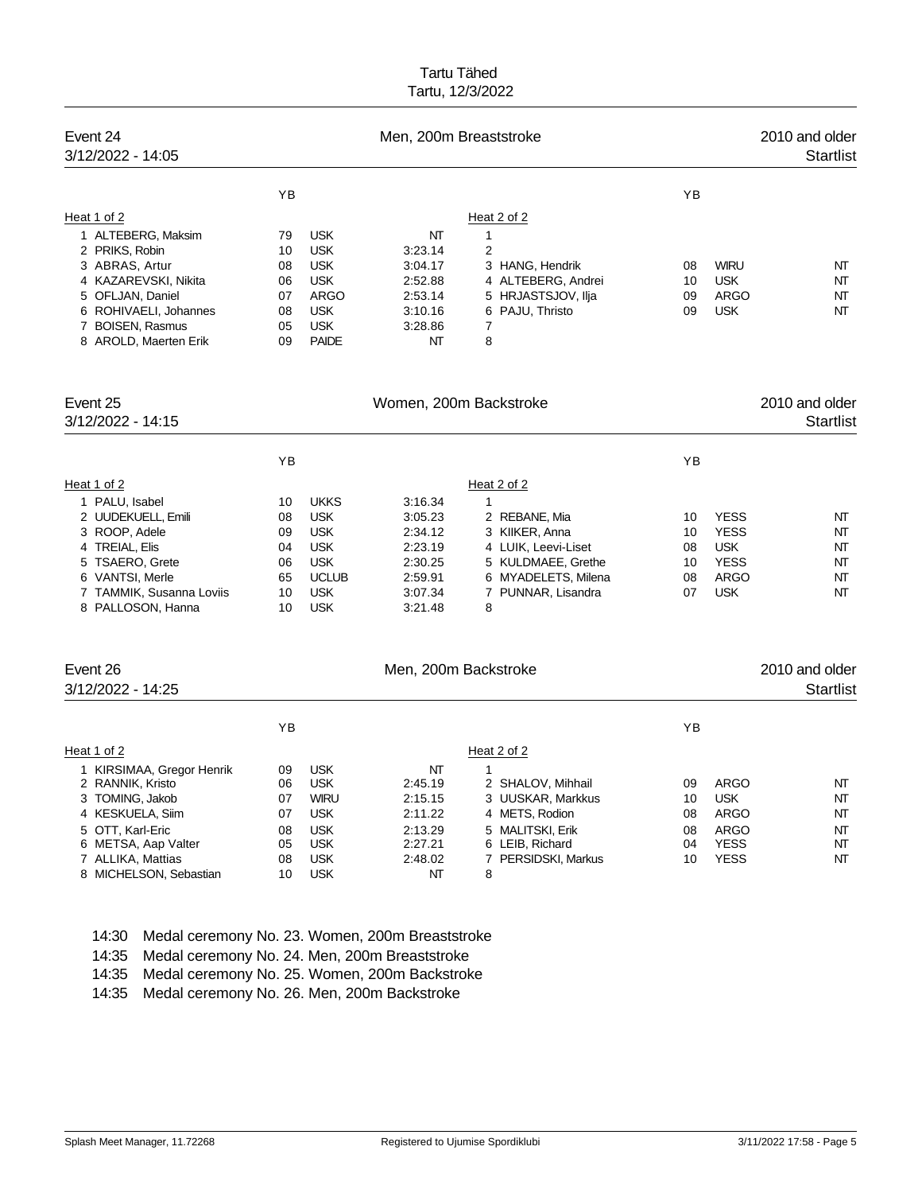Tartu Tähed
Tartu, 12/3/2022

## Event 24 — Men, 200m Breaststroke — 2010 and older

3/12/2022 - 14:05 — Startlist

| Heat 1 of 2 | YB | | | Heat 2 of 2 | YB | | |
|---|---|---|---|---|---|---|---|
| 1 ALTEBERG, Maksim | 79 | USK | NT | 1 | | | |
| 2 PRIKS, Robin | 10 | USK | 3:23.14 | 2 | | | |
| 3 ABRAS, Artur | 08 | USK | 3:04.17 | 3 HANG, Hendrik | 08 | WIRU | NT |
| 4 KAZAREVSKI, Nikita | 06 | USK | 2:52.88 | 4 ALTEBERG, Andrei | 10 | USK | NT |
| 5 OFLJAN, Daniel | 07 | ARGO | 2:53.14 | 5 HRJASTSJOV, Ilja | 09 | ARGO | NT |
| 6 ROHIVAELI, Johannes | 08 | USK | 3:10.16 | 6 PAJU, Thristo | 09 | USK | NT |
| 7 BOISEN, Rasmus | 05 | USK | 3:28.86 | 7 | | | |
| 8 AROLD, Maerten Erik | 09 | PAIDE | NT | 8 | | | |

## Event 25 — Women, 200m Backstroke — 2010 and older

3/12/2022 - 14:15 — Startlist

| Heat 1 of 2 | YB | | | Heat 2 of 2 | YB | | |
|---|---|---|---|---|---|---|---|
| 1 PALU, Isabel | 10 | UKKS | 3:16.34 | 1 | | | |
| 2 UUDEKUELL, Emili | 08 | USK | 3:05.23 | 2 REBANE, Mia | 10 | YESS | NT |
| 3 ROOP, Adele | 09 | USK | 2:34.12 | 3 KIIKER, Anna | 10 | YESS | NT |
| 4 TREIAL, Elis | 04 | USK | 2:23.19 | 4 LUIK, Leevi-Liset | 08 | USK | NT |
| 5 TSAERO, Grete | 06 | USK | 2:30.25 | 5 KULDMAEE, Grethe | 10 | YESS | NT |
| 6 VANTSI, Merle | 65 | UCLUB | 2:59.91 | 6 MYADELETS, Milena | 08 | ARGO | NT |
| 7 TAMMIK, Susanna Loviis | 10 | USK | 3:07.34 | 7 PUNNAR, Lisandra | 07 | USK | NT |
| 8 PALLOSON, Hanna | 10 | USK | 3:21.48 | 8 | | | |

## Event 26 — Men, 200m Backstroke — 2010 and older

3/12/2022 - 14:25 — Startlist

| Heat 1 of 2 | YB | | | Heat 2 of 2 | YB | | |
|---|---|---|---|---|---|---|---|
| 1 KIRSIMAA, Gregor Henrik | 09 | USK | NT | 1 | | | |
| 2 RANNIK, Kristo | 06 | USK | 2:45.19 | 2 SHALOV, Mihhail | 09 | ARGO | NT |
| 3 TOMING, Jakob | 07 | WIRU | 2:15.15 | 3 UUSKAR, Markkus | 10 | USK | NT |
| 4 KESKUELA, Siim | 07 | USK | 2:11.22 | 4 METS, Rodion | 08 | ARGO | NT |
| 5 OTT, Karl-Eric | 08 | USK | 2:13.29 | 5 MALITSKI, Erik | 08 | ARGO | NT |
| 6 METSA, Aap Valter | 05 | USK | 2:27.21 | 6 LEIB, Richard | 04 | YESS | NT |
| 7 ALLIKA, Mattias | 08 | USK | 2:48.02 | 7 PERSIDSKI, Markus | 10 | YESS | NT |
| 8 MICHELSON, Sebastian | 10 | USK | NT | 8 | | | |

14:30 Medal ceremony No. 23. Women, 200m Breaststroke
14:35 Medal ceremony No. 24. Men, 200m Breaststroke
14:35 Medal ceremony No. 25. Women, 200m Backstroke
14:35 Medal ceremony No. 26. Men, 200m Backstroke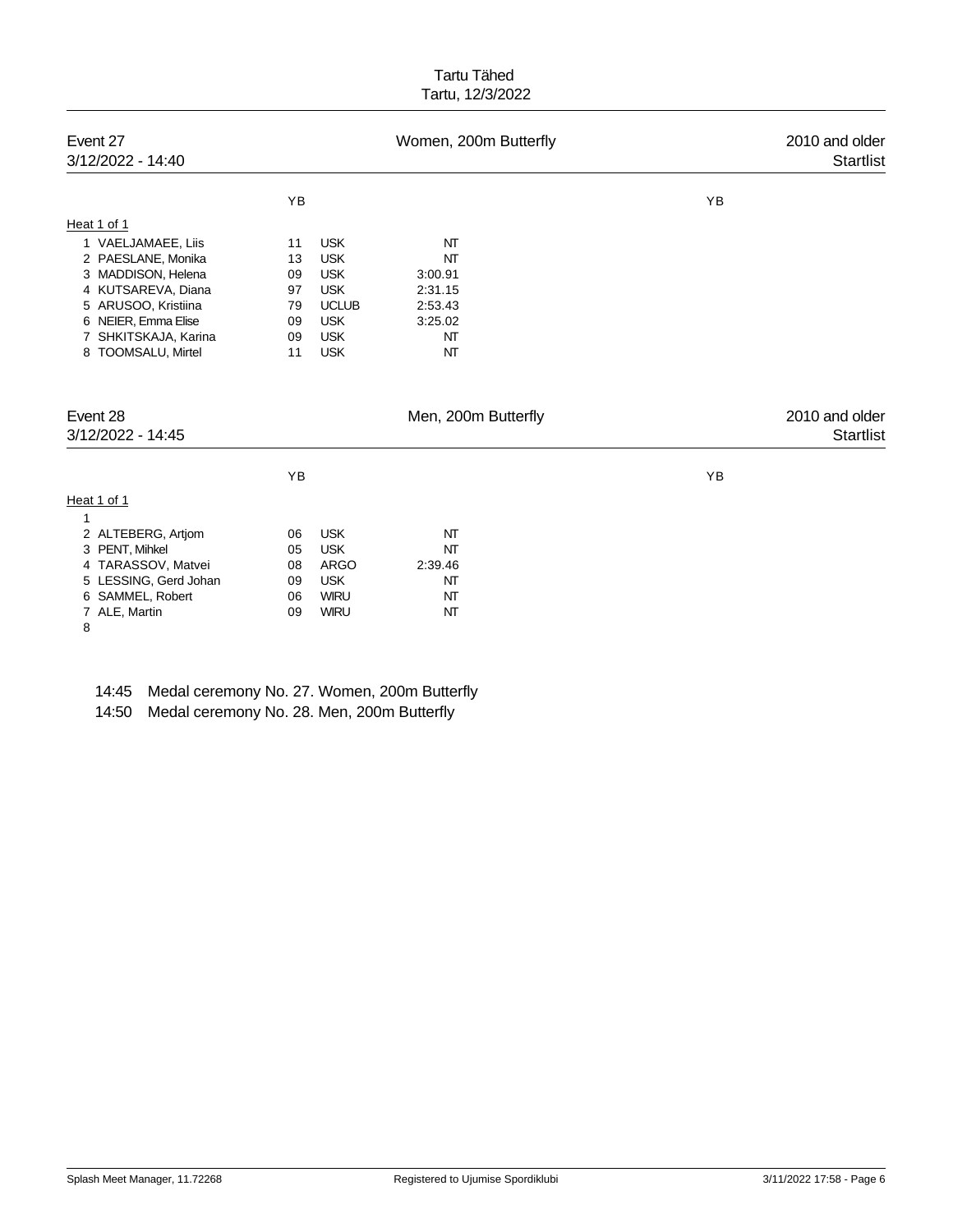Tartu Tähed
Tartu, 12/3/2022

## Event 27 — Women, 200m Butterfly — 2010 and older

3/12/2022 - 14:40 — Startlist

Heat 1 of 1

| Lane | Name | YB | Club | Entry time |
|---|---|---|---|---|
| 1 | VAELJAMAEE, Liis | 11 | USK | NT |
| 2 | PAESLANE, Monika | 13 | USK | NT |
| 3 | MADDISON, Helena | 09 | USK | 3:00.91 |
| 4 | KUTSAREVA, Diana | 97 | USK | 2:31.15 |
| 5 | ARUSOO, Kristiina | 79 | UCLUB | 2:53.43 |
| 6 | NEIER, Emma Elise | 09 | USK | 3:25.02 |
| 7 | SHKITSKAJA, Karina | 09 | USK | NT |
| 8 | TOOMSALU, Mirtel | 11 | USK | NT |

## Event 28 — Men, 200m Butterfly — 2010 and older

3/12/2022 - 14:45 — Startlist

Heat 1 of 1

| Lane | Name | YB | Club | Entry time |
|---|---|---|---|---|
| 1 | | | | |
| 2 | ALTEBERG, Artjom | 06 | USK | NT |
| 3 | PENT, Mihkel | 05 | USK | NT |
| 4 | TARASSOV, Matvei | 08 | ARGO | 2:39.46 |
| 5 | LESSING, Gerd Johan | 09 | USK | NT |
| 6 | SAMMEL, Robert | 06 | WIRU | NT |
| 7 | ALE, Martin | 09 | WIRU | NT |
| 8 | | | | |

14:45 Medal ceremony No. 27. Women, 200m Butterfly
14:50 Medal ceremony No. 28. Men, 200m Butterfly

Splash Meet Manager, 11.72268 — Registered to Ujumise Spordiklubi — 3/11/2022 17:58